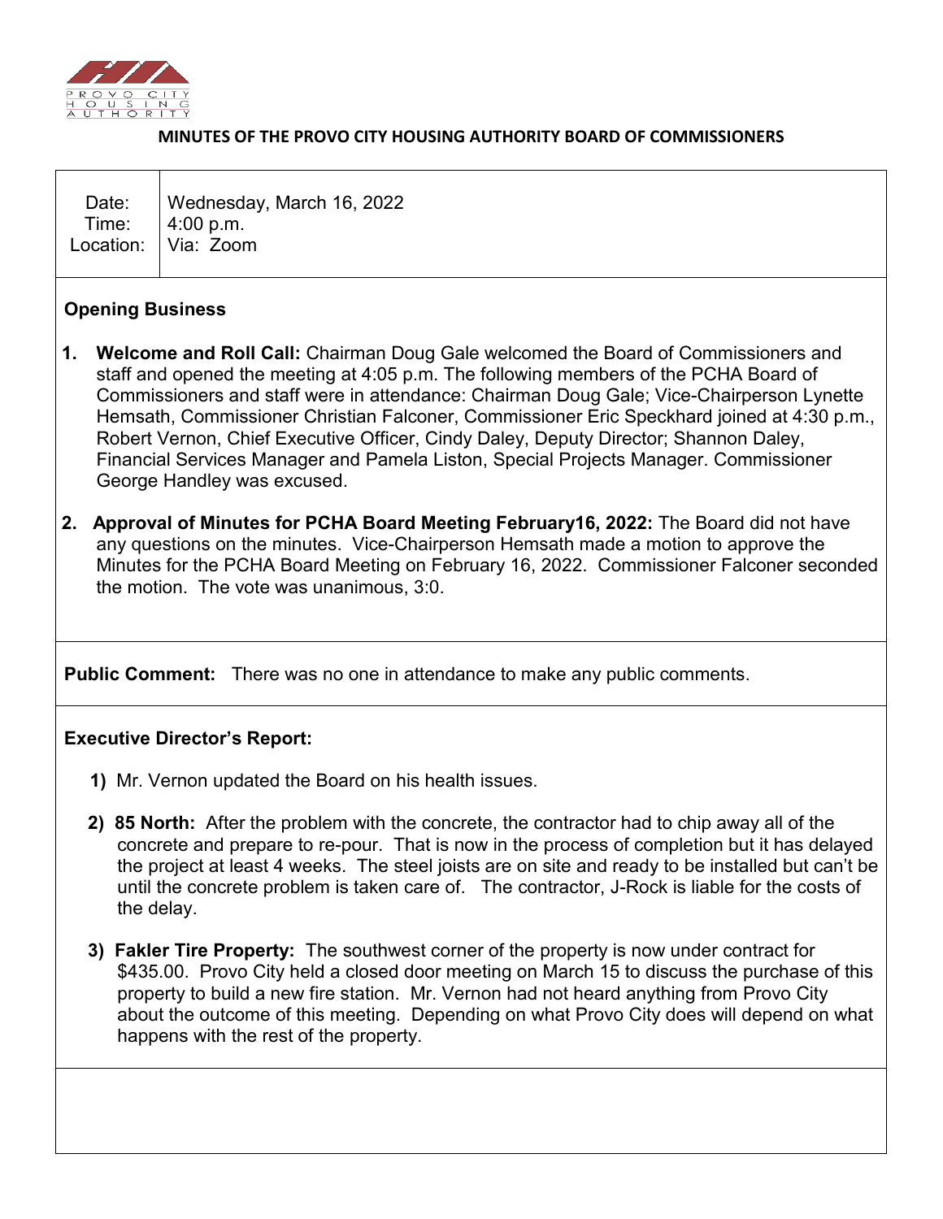**MINUTES OF THE PROVO CITY HOUSING AUTHORITY BOARD OF COMMISSIONERS**

| | |
|---|---|
| Date: | Wednesday, March 16, 2022 |
| Time: | 4:00 p.m. |
| Location: | Via: Zoom |

## Opening Business

1. **Welcome and Roll Call:** Chairman Doug Gale welcomed the Board of Commissioners and staff and opened the meeting at 4:05 p.m. The following members of the PCHA Board of Commissioners and staff were in attendance: Chairman Doug Gale; Vice-Chairperson Lynette Hemsath, Commissioner Christian Falconer, Commissioner Eric Speckhard joined at 4:30 p.m., Robert Vernon, Chief Executive Officer, Cindy Daley, Deputy Director; Shannon Daley, Financial Services Manager and Pamela Liston, Special Projects Manager. Commissioner George Handley was excused.

2. **Approval of Minutes for PCHA Board Meeting February16, 2022:** The Board did not have any questions on the minutes. Vice-Chairperson Hemsath made a motion to approve the Minutes for the PCHA Board Meeting on February 16, 2022. Commissioner Falconer seconded the motion. The vote was unanimous, 3:0.

**Public Comment:** There was no one in attendance to make any public comments.

## Executive Director's Report:

1) Mr. Vernon updated the Board on his health issues.

2) **85 North:** After the problem with the concrete, the contractor had to chip away all of the concrete and prepare to re-pour. That is now in the process of completion but it has delayed the project at least 4 weeks. The steel joists are on site and ready to be installed but can't be until the concrete problem is taken care of. The contractor, J-Rock is liable for the costs of the delay.

3) **Fakler Tire Property:** The southwest corner of the property is now under contract for $435.00. Provo City held a closed door meeting on March 15 to discuss the purchase of this property to build a new fire station. Mr. Vernon had not heard anything from Provo City about the outcome of this meeting. Depending on what Provo City does will depend on what happens with the rest of the property.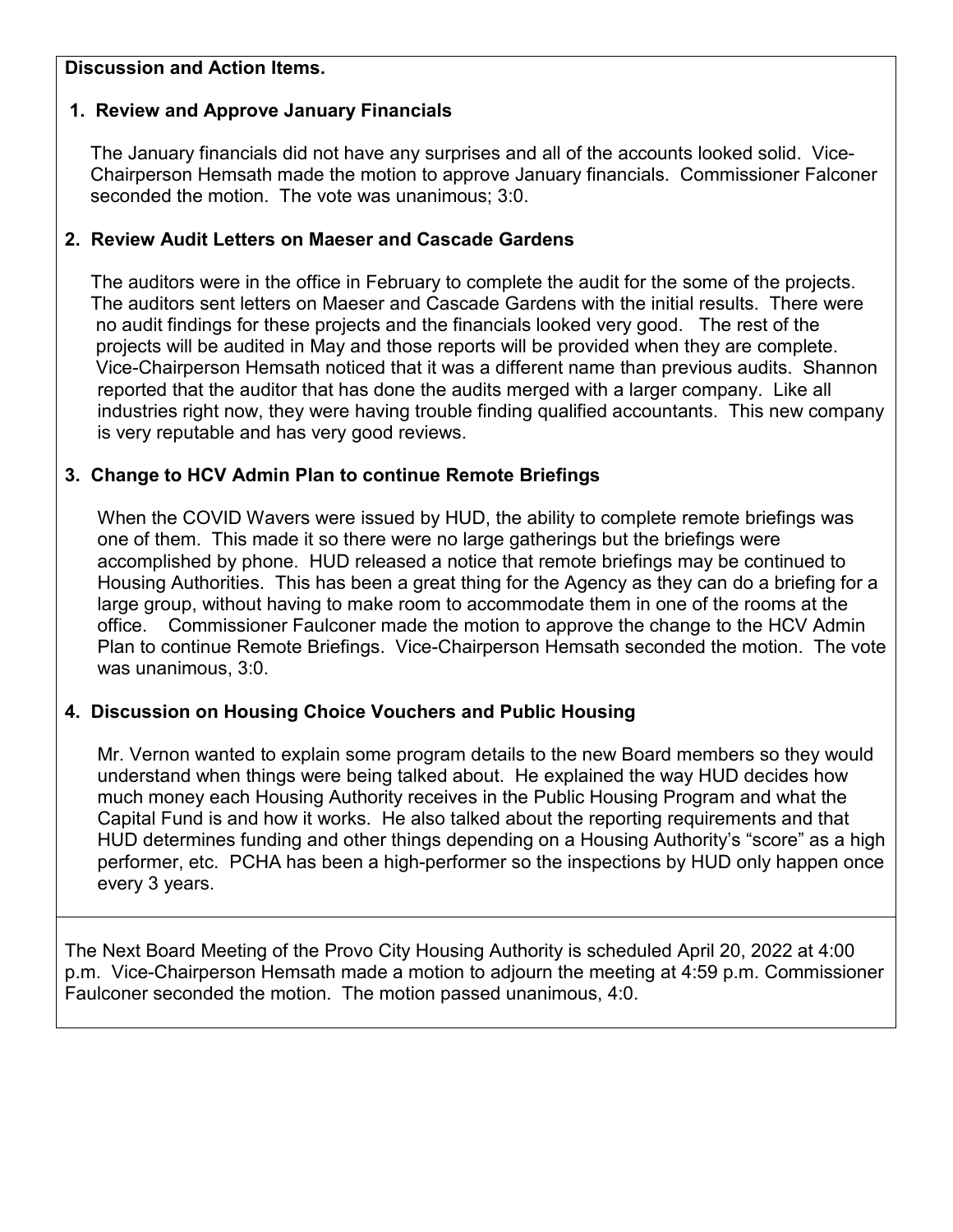**Discussion and Action Items.**

**1. Review and Approve January Financials**

The January financials did not have any surprises and all of the accounts looked solid. Vice-Chairperson Hemsath made the motion to approve January financials. Commissioner Falconer seconded the motion. The vote was unanimous; 3:0.

**2. Review Audit Letters on Maeser and Cascade Gardens**

The auditors were in the office in February to complete the audit for the some of the projects. The auditors sent letters on Maeser and Cascade Gardens with the initial results. There were no audit findings for these projects and the financials looked very good. The rest of the projects will be audited in May and those reports will be provided when they are complete. Vice-Chairperson Hemsath noticed that it was a different name than previous audits. Shannon reported that the auditor that has done the audits merged with a larger company. Like all industries right now, they were having trouble finding qualified accountants. This new company is very reputable and has very good reviews.

**3. Change to HCV Admin Plan to continue Remote Briefings**

When the COVID Wavers were issued by HUD, the ability to complete remote briefings was one of them. This made it so there were no large gatherings but the briefings were accomplished by phone. HUD released a notice that remote briefings may be continued to Housing Authorities. This has been a great thing for the Agency as they can do a briefing for a large group, without having to make room to accommodate them in one of the rooms at the office. Commissioner Faulconer made the motion to approve the change to the HCV Admin Plan to continue Remote Briefings. Vice-Chairperson Hemsath seconded the motion. The vote was unanimous, 3:0.

**4. Discussion on Housing Choice Vouchers and Public Housing**

Mr. Vernon wanted to explain some program details to the new Board members so they would understand when things were being talked about. He explained the way HUD decides how much money each Housing Authority receives in the Public Housing Program and what the Capital Fund is and how it works. He also talked about the reporting requirements and that HUD determines funding and other things depending on a Housing Authority's "score" as a high performer, etc. PCHA has been a high-performer so the inspections by HUD only happen once every 3 years.

The Next Board Meeting of the Provo City Housing Authority is scheduled April 20, 2022 at 4:00 p.m. Vice-Chairperson Hemsath made a motion to adjourn the meeting at 4:59 p.m. Commissioner Faulconer seconded the motion. The motion passed unanimous, 4:0.